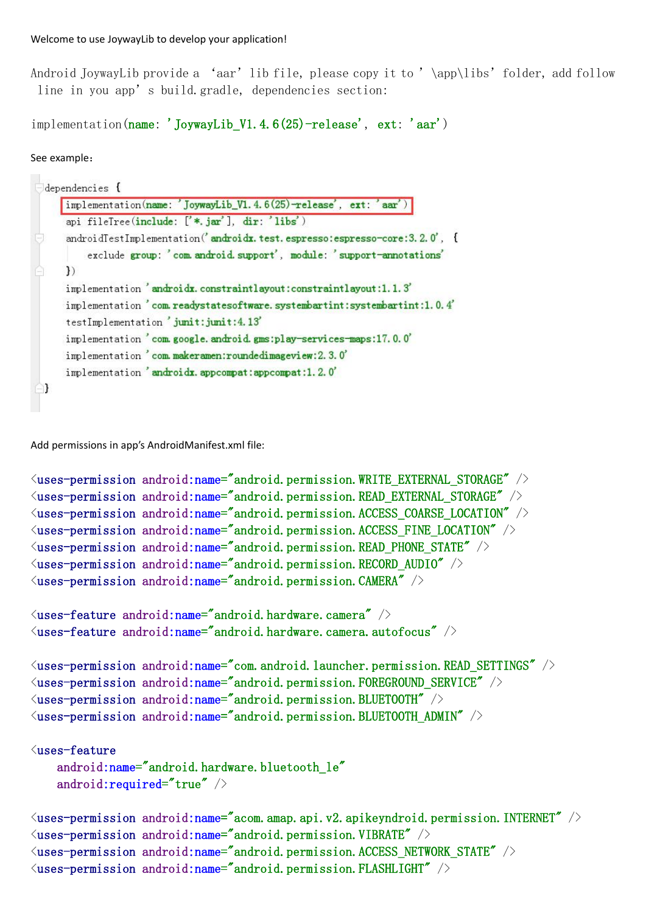Welcome to use JoywayLib to develop your application!

Android JoywayLib provide a 'aar' lib file, please copy it to '\app\libs' folder, add follow line in you app's build.gradle, dependencies section:

```
implementation(name: 'JoywayLib_V1.4.6(25)-release', ext: 'aar')
```

See example:

```
dependencies {
    implementation(name: 'JoywayLib_V1.4.6(25)-release', ext: 'aar')
    api fileTree(include: ['*.jar'], dir: 'libs')
    androidTestImplementation('androidx.test.espresso:espresso-core:3.2.0', {
        exclude group: 'com.android.support', module: 'support-annotations'
    })
    implementation 'androidx.constraintlayout:constraintlayout:1.1.3'
    implementation 'com.readystatesoftware.systembartint:systembartint:1.0.4'
    testImplementation 'junit:junit:4.13'
    implementation 'com.google.android.gms:play-services-maps:17.0.0'
    implementation 'com.makeramen:roundedimageview:2.3.0'
    implementation 'androidx.appcompat:appcompat:1.2.0'
}
```

Add permissions in app's AndroidManifest.xml file:

```
<uses-permission android:name="android.permission.WRITE_EXTERNAL_STORAGE" />
<uses-permission android:name="android.permission.READ_EXTERNAL_STORAGE" />
<uses-permission android:name="android.permission.ACCESS_COARSE_LOCATION" />
<uses-permission android:name="android.permission.ACCESS_FINE_LOCATION" />
<uses-permission android:name="android.permission.READ_PHONE_STATE" />
<uses-permission android:name="android.permission.RECORD_AUDIO" />
<uses-permission android:name="android.permission.CAMERA" />

<uses-feature android:name="android.hardware.camera" />
<uses-feature android:name="android.hardware.camera.autofocus" />

<uses-permission android:name="com.android.launcher.permission.READ_SETTINGS" />
<uses-permission android:name="android.permission.FOREGROUND_SERVICE" />
<uses-permission android:name="android.permission.BLUETOOTH" />
<uses-permission android:name="android.permission.BLUETOOTH_ADMIN" />

<uses-feature
    android:name="android.hardware.bluetooth_le"
    android:required="true" />

<uses-permission android:name="acom.amap.api.v2.apikeyndroid.permission.INTERNET" />
<uses-permission android:name="android.permission.VIBRATE" />
<uses-permission android:name="android.permission.ACCESS_NETWORK_STATE" />
<uses-permission android:name="android.permission.FLASHLIGHT" />
```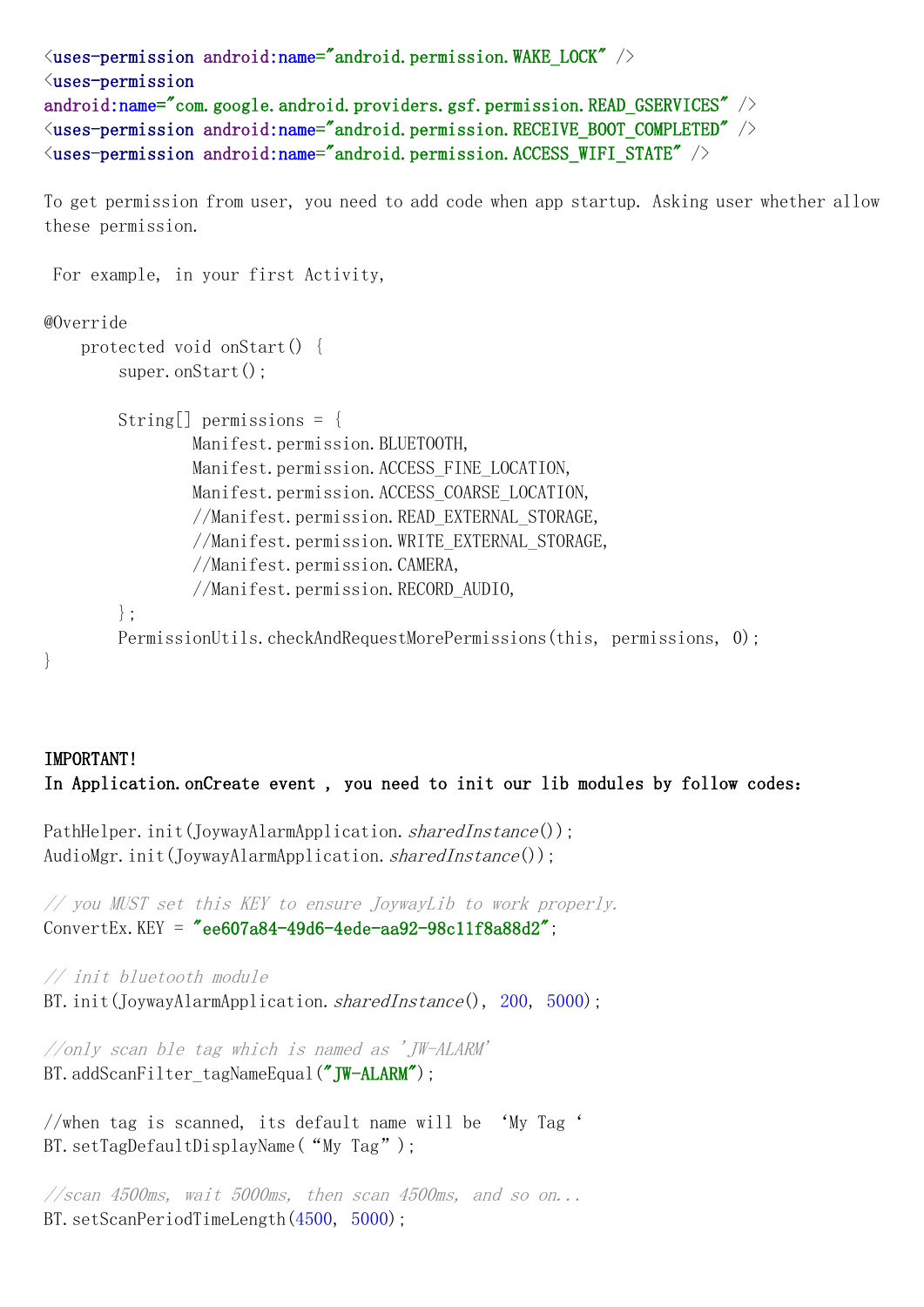```xml
<uses-permission android:name="android.permission.WAKE_LOCK" />
<uses-permission
android:name="com.google.android.providers.gsf.permission.READ_GSERVICES" />
<uses-permission android:name="android.permission.RECEIVE_BOOT_COMPLETED" />
<uses-permission android:name="android.permission.ACCESS_WIFI_STATE" />
```

To get permission from user, you need to add code when app startup. Asking user whether allow these permission.

For example, in your first Activity,

```java
@Override
    protected void onStart() {
        super.onStart();

        String[] permissions = {
                Manifest.permission.BLUETOOTH,
                Manifest.permission.ACCESS_FINE_LOCATION,
                Manifest.permission.ACCESS_COARSE_LOCATION,
                //Manifest.permission.READ_EXTERNAL_STORAGE,
                //Manifest.permission.WRITE_EXTERNAL_STORAGE,
                //Manifest.permission.CAMERA,
                //Manifest.permission.RECORD_AUDIO,
        };
        PermissionUtils.checkAndRequestMorePermissions(this, permissions, 0);
}
```

**IMPORTANT!**
**In Application.onCreate event , you need to init our lib modules by follow codes:**

```java
PathHelper.init(JoywayAlarmApplication.sharedInstance());
AudioMgr.init(JoywayAlarmApplication.sharedInstance());

// you MUST set this KEY to ensure JoywayLib to work properly.
ConvertEx.KEY = "ee607a84-49d6-4ede-aa92-98c11f8a88d2";

// init bluetooth module
BT.init(JoywayAlarmApplication.sharedInstance(), 200, 5000);

//only scan ble tag which is named as 'JW-ALARM'
BT.addScanFilter_tagNameEqual("JW-ALARM");

//when tag is scanned, its default name will be  ‘My Tag ‘
BT.setTagDefaultDisplayName(“My Tag”);

//scan 4500ms, wait 5000ms, then scan 4500ms, and so on...
BT.setScanPeriodTimeLength(4500, 5000);
```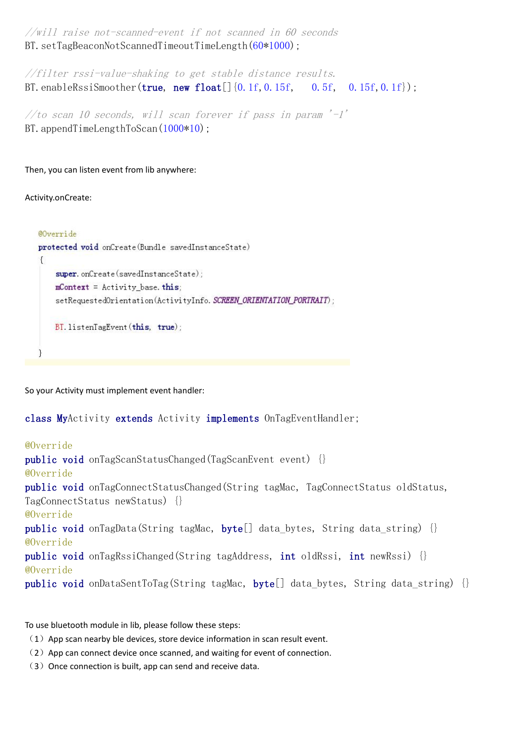```java
//will raise not-scanned-event if not scanned in 60 seconds
BT.setTagBeaconNotScannedTimeoutTimeLength(60*1000);

//filter rssi-value-shaking to get stable distance results.
BT.enableRssiSmoother(true, new float[]{0.1f,0.15f,  0.5f,  0.15f,0.1f});

//to scan 10 seconds, will scan forever if pass in param '-1'
BT.appendTimeLengthToScan(1000*10);
```

Then, you can listen event from lib anywhere:

Activity.onCreate:

```java
@Override
protected void onCreate(Bundle savedInstanceState)
{
    super.onCreate(savedInstanceState);
    mContext = Activity_base.this;
    setRequestedOrientation(ActivityInfo.SCREEN_ORIENTATION_PORTRAIT);

    BT.listenTagEvent(this, true);

}
```

So your Activity must implement event handler:

```java
class MyActivity extends Activity implements OnTagEventHandler;

@Override
public void onTagScanStatusChanged(TagScanEvent event) {}
@Override
public void onTagConnectStatusChanged(String tagMac, TagConnectStatus oldStatus,
TagConnectStatus newStatus) {}
@Override
public void onTagData(String tagMac, byte[] data_bytes, String data_string) {}
@Override
public void onTagRssiChanged(String tagAddress, int oldRssi, int newRssi) {}
@Override
public void onDataSentToTag(String tagMac, byte[] data_bytes, String data_string) {}
```

To use bluetooth module in lib, please follow these steps:

（1）App scan nearby ble devices, store device information in scan result event.

（2）App can connect device once scanned, and waiting for event of connection.

（3）Once connection is built, app can send and receive data.